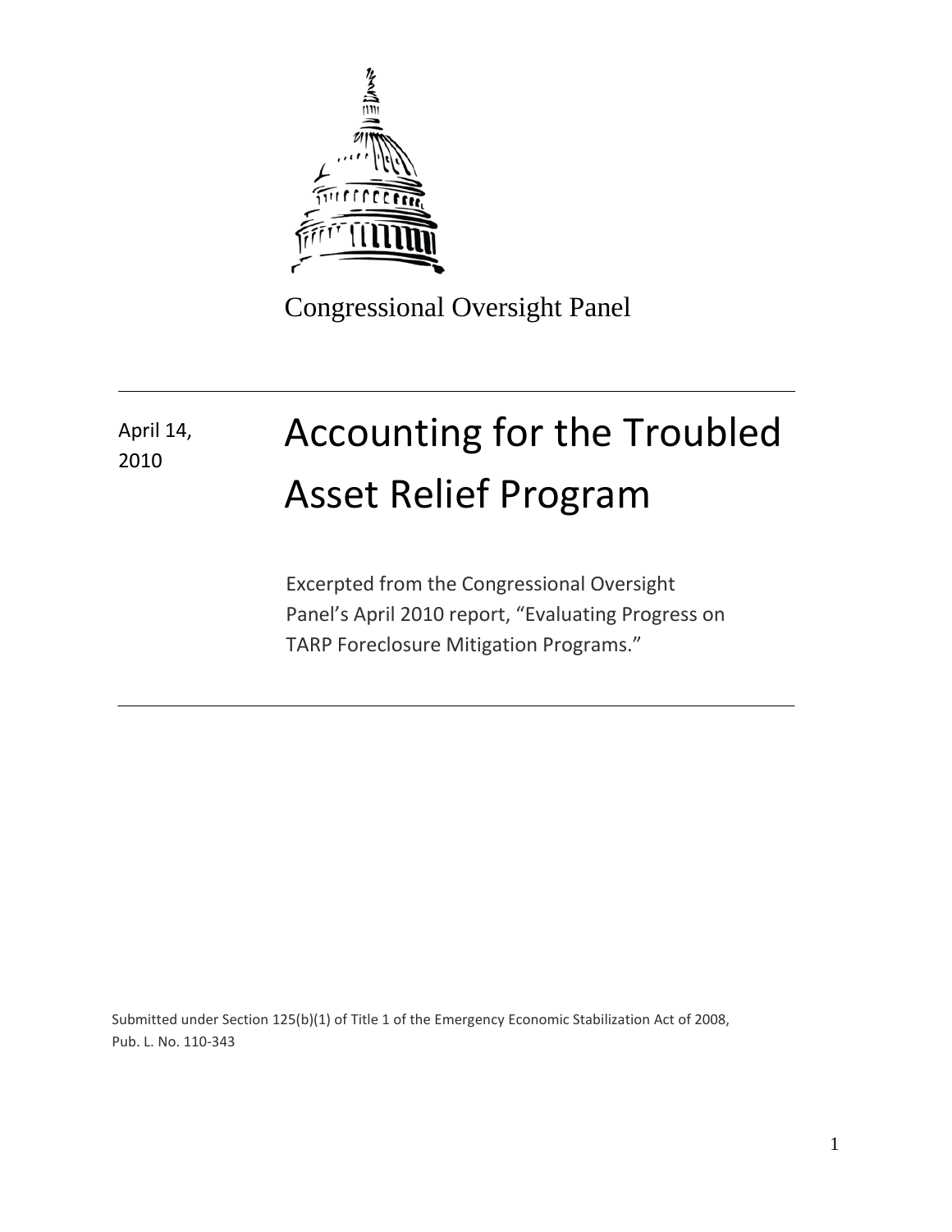Congressional Oversight Panel

April 14, 2010

# Accounting for the Troubled Asset Relief Program

Excerpted from the Congressional Oversight Panel's April 2010 report, "Evaluating Progress on TARP Foreclosure Mitigation Programs."

Submitted under Section 125(b)(1) of Title 1 of the Emergency Economic Stabilization Act of 2008, Pub. L. No. 110-343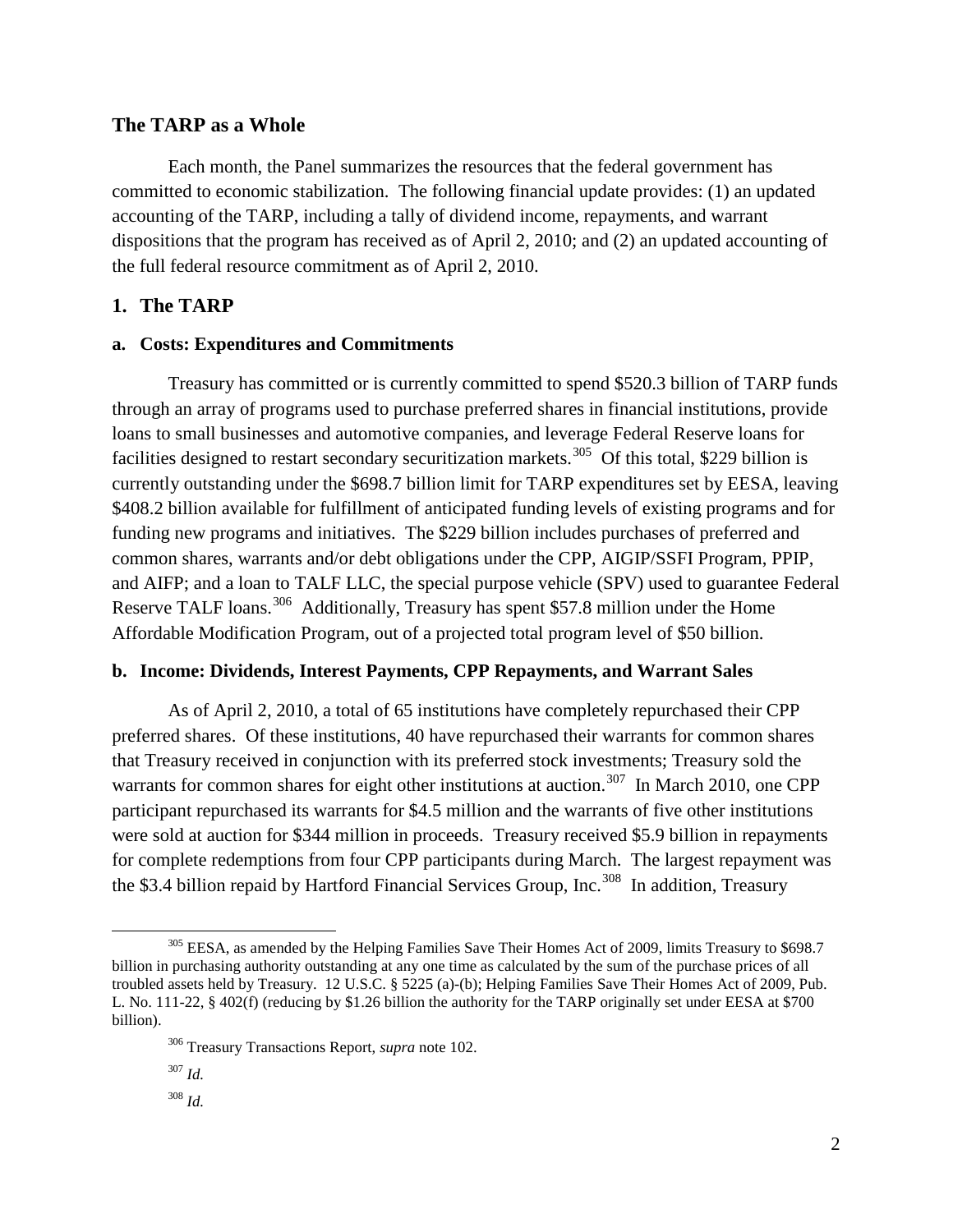## The TARP as a Whole

Each month, the Panel summarizes the resources that the federal government has committed to economic stabilization. The following financial update provides: (1) an updated accounting of the TARP, including a tally of dividend income, repayments, and warrant dispositions that the program has received as of April 2, 2010; and (2) an updated accounting of the full federal resource commitment as of April 2, 2010.

### 1. The TARP

#### a. Costs: Expenditures and Commitments

Treasury has committed or is currently committed to spend $520.3 billion of TARP funds through an array of programs used to purchase preferred shares in financial institutions, provide loans to small businesses and automotive companies, and leverage Federal Reserve loans for facilities designed to restart secondary securitization markets.[305] Of this total, $229 billion is currently outstanding under the $698.7 billion limit for TARP expenditures set by EESA, leaving $408.2 billion available for fulfillment of anticipated funding levels of existing programs and for funding new programs and initiatives. The $229 billion includes purchases of preferred and common shares, warrants and/or debt obligations under the CPP, AIGIP/SSFI Program, PPIP, and AIFP; and a loan to TALF LLC, the special purpose vehicle (SPV) used to guarantee Federal Reserve TALF loans.[306] Additionally, Treasury has spent $57.8 million under the Home Affordable Modification Program, out of a projected total program level of $50 billion.

#### b. Income: Dividends, Interest Payments, CPP Repayments, and Warrant Sales

As of April 2, 2010, a total of 65 institutions have completely repurchased their CPP preferred shares. Of these institutions, 40 have repurchased their warrants for common shares that Treasury received in conjunction with its preferred stock investments; Treasury sold the warrants for common shares for eight other institutions at auction.[307] In March 2010, one CPP participant repurchased its warrants for $4.5 million and the warrants of five other institutions were sold at auction for $344 million in proceeds. Treasury received $5.9 billion in repayments for complete redemptions from four CPP participants during March. The largest repayment was the $3.4 billion repaid by Hartford Financial Services Group, Inc.[308] In addition, Treasury

---

[305] EESA, as amended by the Helping Families Save Their Homes Act of 2009, limits Treasury to $698.7 billion in purchasing authority outstanding at any one time as calculated by the sum of the purchase prices of all troubled assets held by Treasury. 12 U.S.C. § 5225 (a)-(b); Helping Families Save Their Homes Act of 2009, Pub. L. No. 111-22, § 402(f) (reducing by $1.26 billion the authority for the TARP originally set under EESA at $700 billion).

[306] Treasury Transactions Report, *supra* note 102.

[307] *Id.*

[308] *Id.*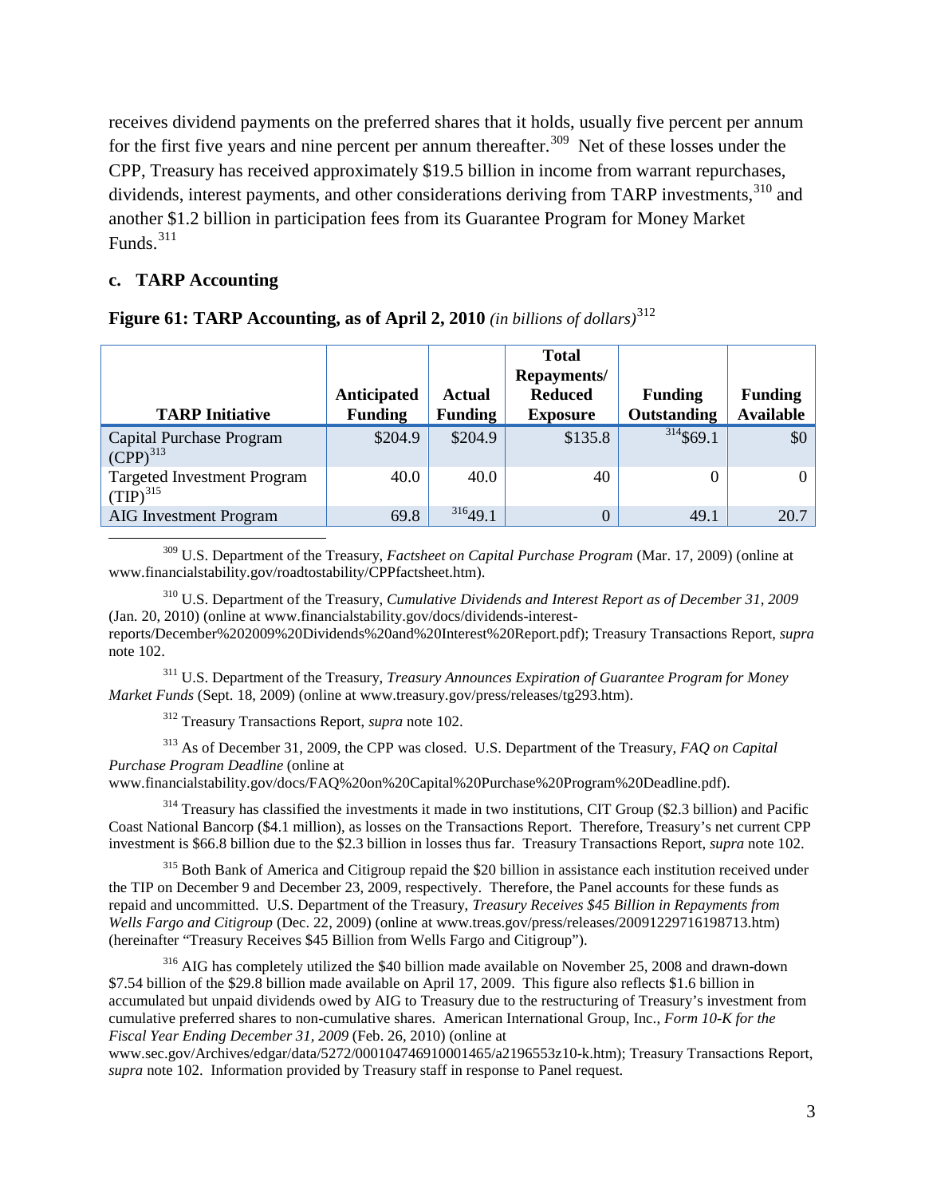receives dividend payments on the preferred shares that it holds, usually five percent per annum for the first five years and nine percent per annum thereafter.[309] Net of these losses under the CPP, Treasury has received approximately $19.5 billion in income from warrant repurchases, dividends, interest payments, and other considerations deriving from TARP investments,[310] and another $1.2 billion in participation fees from its Guarantee Program for Money Market Funds.[311]

### c. TARP Accounting

**Figure 61: TARP Accounting, as of April 2, 2010** *(in billions of dollars)*[312]

| TARP Initiative | Anticipated Funding | Actual Funding | Total Repayments/ Reduced Exposure | Funding Outstanding | Funding Available |
|---|---|---|---|---|---|
| Capital Purchase Program (CPP)[313] | $204.9 | $204.9 | $135.8 | [314]$69.1 | $0 |
| Targeted Investment Program (TIP)[315] | 40.0 | 40.0 | 40 | 0 | 0 |
| AIG Investment Program | 69.8 | [316]49.1 | 0 | 49.1 | 20.7 |

[309] U.S. Department of the Treasury, *Factsheet on Capital Purchase Program* (Mar. 17, 2009) (online at www.financialstability.gov/roadtostability/CPPfactsheet.htm).

[310] U.S. Department of the Treasury, *Cumulative Dividends and Interest Report as of December 31, 2009* (Jan. 20, 2010) (online at www.financialstability.gov/docs/dividends-interest-reports/December%202009%20Dividends%20and%20Interest%20Report.pdf); Treasury Transactions Report, *supra* note 102.

[311] U.S. Department of the Treasury, *Treasury Announces Expiration of Guarantee Program for Money Market Funds* (Sept. 18, 2009) (online at www.treasury.gov/press/releases/tg293.htm).

[312] Treasury Transactions Report, *supra* note 102.

[313] As of December 31, 2009, the CPP was closed. U.S. Department of the Treasury, *FAQ on Capital Purchase Program Deadline* (online at www.financialstability.gov/docs/FAQ%20on%20Capital%20Purchase%20Program%20Deadline.pdf).

[314] Treasury has classified the investments it made in two institutions, CIT Group ($2.3 billion) and Pacific Coast National Bancorp ($4.1 million), as losses on the Transactions Report. Therefore, Treasury's net current CPP investment is $66.8 billion due to the $2.3 billion in losses thus far. Treasury Transactions Report, *supra* note 102.

[315] Both Bank of America and Citigroup repaid the $20 billion in assistance each institution received under the TIP on December 9 and December 23, 2009, respectively. Therefore, the Panel accounts for these funds as repaid and uncommitted. U.S. Department of the Treasury, *Treasury Receives $45 Billion in Repayments from Wells Fargo and Citigroup* (Dec. 22, 2009) (online at www.treas.gov/press/releases/20091229716198713.htm) (hereinafter "Treasury Receives $45 Billion from Wells Fargo and Citigroup").

[316] AIG has completely utilized the $40 billion made available on November 25, 2008 and drawn-down $7.54 billion of the $29.8 billion made available on April 17, 2009. This figure also reflects $1.6 billion in accumulated but unpaid dividends owed by AIG to Treasury due to the restructuring of Treasury's investment from cumulative preferred shares to non-cumulative shares. American International Group, Inc., *Form 10-K for the Fiscal Year Ending December 31, 2009* (Feb. 26, 2010) (online at www.sec.gov/Archives/edgar/data/5272/000104746910001465/a2196553z10-k.htm); Treasury Transactions Report, *supra* note 102. Information provided by Treasury staff in response to Panel request.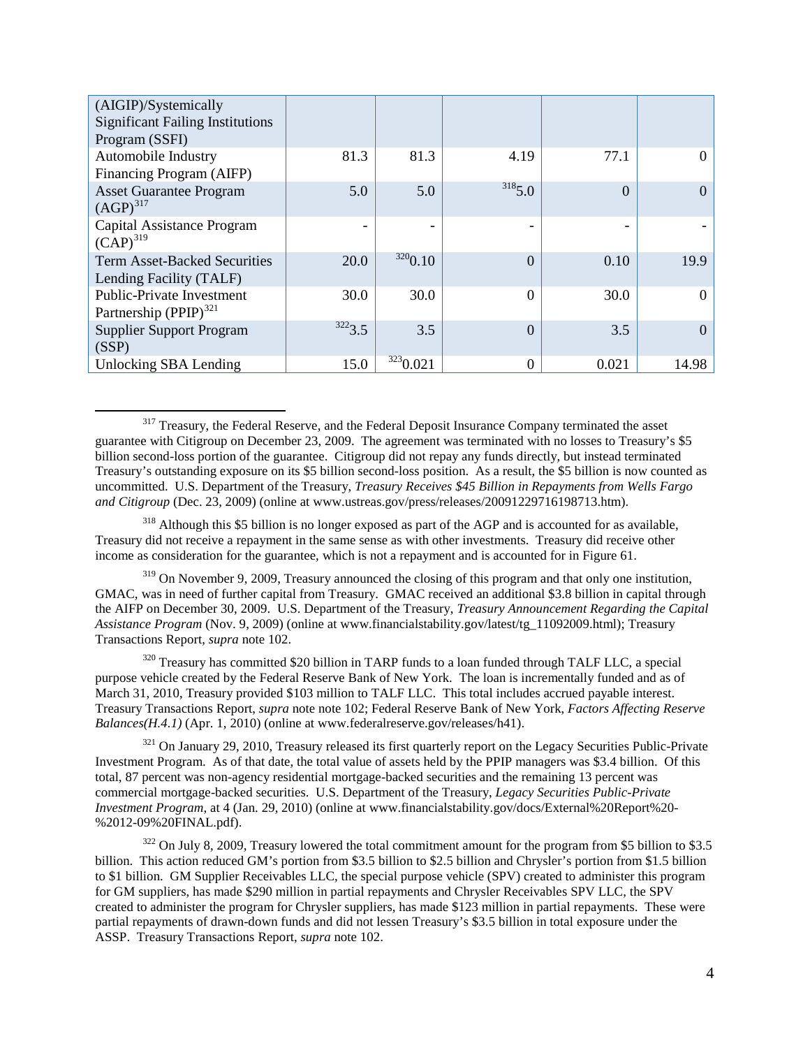| | | | | | |
|---|---|---|---|---|---|
| (AIGIP)/Systemically Significant Failing Institutions Program (SSFI) | | | | | |
| Automobile Industry Financing Program (AIFP) | 81.3 | 81.3 | 4.19 | 77.1 | 0 |
| Asset Guarantee Program (AGP)[317] | 5.0 | 5.0 | [318]5.0 | 0 | 0 |
| Capital Assistance Program (CAP)[319] | - | - | - | - | - |
| Term Asset-Backed Securities Lending Facility (TALF) | 20.0 | [320]0.10 | 0 | 0.10 | 19.9 |
| Public-Private Investment Partnership (PPIP)[321] | 30.0 | 30.0 | 0 | 30.0 | 0 |
| Supplier Support Program (SSP) | [322]3.5 | 3.5 | 0 | 3.5 | 0 |
| Unlocking SBA Lending | 15.0 | [323]0.021 | 0 | 0.021 | 14.98 |

[317] Treasury, the Federal Reserve, and the Federal Deposit Insurance Company terminated the asset guarantee with Citigroup on December 23, 2009. The agreement was terminated with no losses to Treasury's $5 billion second-loss portion of the guarantee. Citigroup did not repay any funds directly, but instead terminated Treasury's outstanding exposure on its $5 billion second-loss position. As a result, the $5 billion is now counted as uncommitted. U.S. Department of the Treasury, *Treasury Receives $45 Billion in Repayments from Wells Fargo and Citigroup* (Dec. 23, 2009) (online at www.ustreas.gov/press/releases/20091229716198713.htm).

[318] Although this $5 billion is no longer exposed as part of the AGP and is accounted for as available, Treasury did not receive a repayment in the same sense as with other investments. Treasury did receive other income as consideration for the guarantee, which is not a repayment and is accounted for in Figure 61.

[319] On November 9, 2009, Treasury announced the closing of this program and that only one institution, GMAC, was in need of further capital from Treasury. GMAC received an additional $3.8 billion in capital through the AIFP on December 30, 2009. U.S. Department of the Treasury, *Treasury Announcement Regarding the Capital Assistance Program* (Nov. 9, 2009) (online at www.financialstability.gov/latest/tg_11092009.html); Treasury Transactions Report, *supra* note 102.

[320] Treasury has committed $20 billion in TARP funds to a loan funded through TALF LLC, a special purpose vehicle created by the Federal Reserve Bank of New York. The loan is incrementally funded and as of March 31, 2010, Treasury provided $103 million to TALF LLC. This total includes accrued payable interest. Treasury Transactions Report, *supra* note note 102; Federal Reserve Bank of New York, *Factors Affecting Reserve Balances(H.4.1)* (Apr. 1, 2010) (online at www.federalreserve.gov/releases/h41).

[321] On January 29, 2010, Treasury released its first quarterly report on the Legacy Securities Public-Private Investment Program. As of that date, the total value of assets held by the PPIP managers was $3.4 billion. Of this total, 87 percent was non-agency residential mortgage-backed securities and the remaining 13 percent was commercial mortgage-backed securities. U.S. Department of the Treasury, *Legacy Securities Public-Private Investment Program*, at 4 (Jan. 29, 2010) (online at www.financialstability.gov/docs/External%20Report%20-%2012-09%20FINAL.pdf).

[322] On July 8, 2009, Treasury lowered the total commitment amount for the program from $5 billion to $3.5 billion. This action reduced GM's portion from $3.5 billion to $2.5 billion and Chrysler's portion from $1.5 billion to $1 billion. GM Supplier Receivables LLC, the special purpose vehicle (SPV) created to administer this program for GM suppliers, has made $290 million in partial repayments and Chrysler Receivables SPV LLC, the SPV created to administer the program for Chrysler suppliers, has made $123 million in partial repayments. These were partial repayments of drawn-down funds and did not lessen Treasury's $3.5 billion in total exposure under the ASSP. Treasury Transactions Report, *supra* note 102.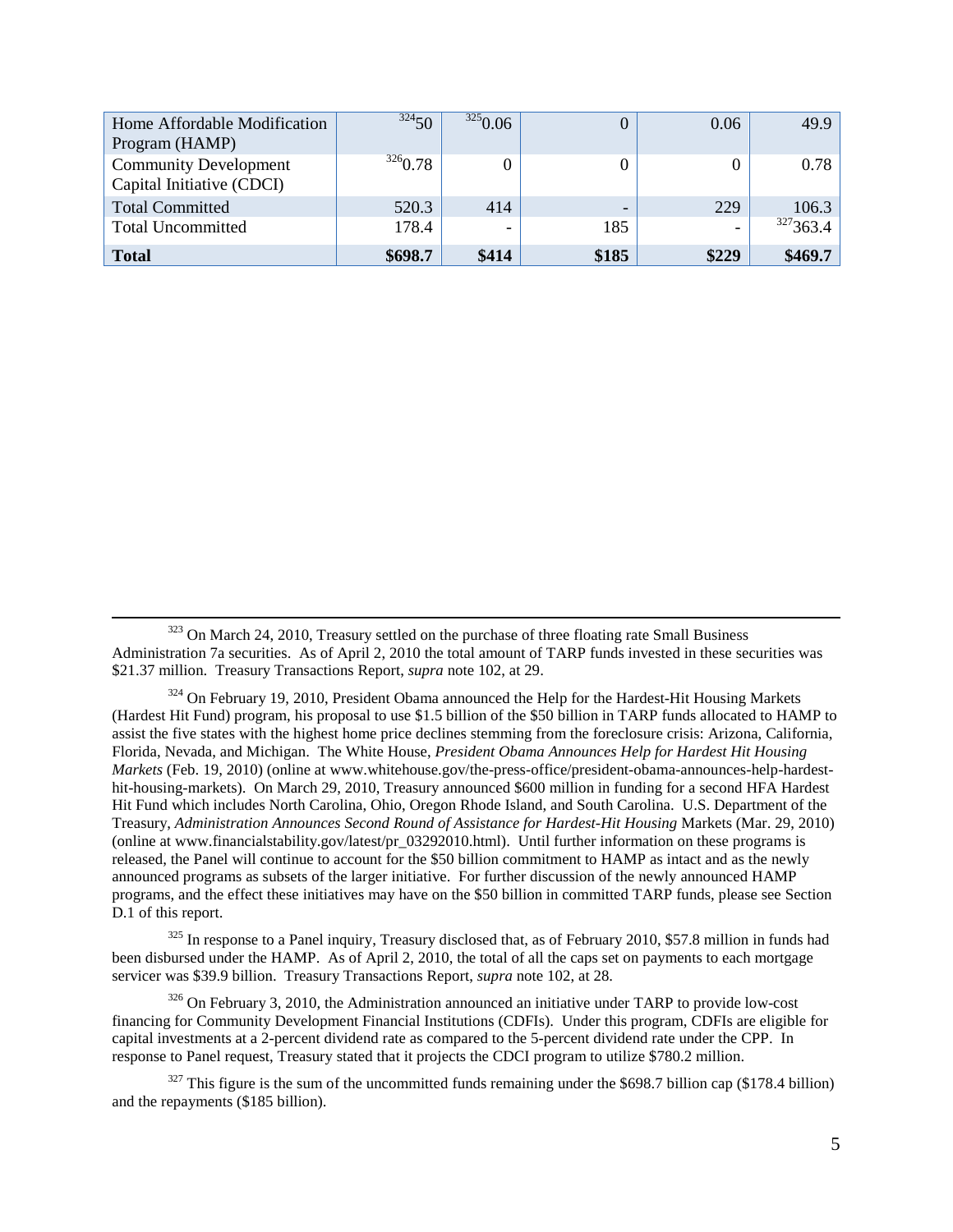| | | | | | |
|---|---|---|---|---|---|
| Home Affordable Modification Program (HAMP) | [324]50 | [325]0.06 | 0 | 0.06 | 49.9 |
| Community Development Capital Initiative (CDCI) | [326]0.78 | 0 | 0 | 0 | 0.78 |
| Total Committed | 520.3 | 414 | - | 229 | 106.3 |
| Total Uncommitted | 178.4 | - | 185 | - | [327]363.4 |
| **Total** | **$698.7** | **$414** | **$185** | **$229** | **$469.7** |

---

[323] On March 24, 2010, Treasury settled on the purchase of three floating rate Small Business Administration 7a securities. As of April 2, 2010 the total amount of TARP funds invested in these securities was $21.37 million. Treasury Transactions Report, *supra* note 102, at 29.

[324] On February 19, 2010, President Obama announced the Help for the Hardest-Hit Housing Markets (Hardest Hit Fund) program, his proposal to use $1.5 billion of the $50 billion in TARP funds allocated to HAMP to assist the five states with the highest home price declines stemming from the foreclosure crisis: Arizona, California, Florida, Nevada, and Michigan. The White House, *President Obama Announces Help for Hardest Hit Housing Markets* (Feb. 19, 2010) (online at www.whitehouse.gov/the-press-office/president-obama-announces-help-hardest-hit-housing-markets). On March 29, 2010, Treasury announced $600 million in funding for a second HFA Hardest Hit Fund which includes North Carolina, Ohio, Oregon Rhode Island, and South Carolina. U.S. Department of the Treasury, *Administration Announces Second Round of Assistance for Hardest-Hit Housing* Markets (Mar. 29, 2010) (online at www.financialstability.gov/latest/pr_03292010.html). Until further information on these programs is released, the Panel will continue to account for the $50 billion commitment to HAMP as intact and as the newly announced programs as subsets of the larger initiative. For further discussion of the newly announced HAMP programs, and the effect these initiatives may have on the $50 billion in committed TARP funds, please see Section D.1 of this report.

[325] In response to a Panel inquiry, Treasury disclosed that, as of February 2010, $57.8 million in funds had been disbursed under the HAMP. As of April 2, 2010, the total of all the caps set on payments to each mortgage servicer was $39.9 billion. Treasury Transactions Report, *supra* note 102, at 28.

[326] On February 3, 2010, the Administration announced an initiative under TARP to provide low-cost financing for Community Development Financial Institutions (CDFIs). Under this program, CDFIs are eligible for capital investments at a 2-percent dividend rate as compared to the 5-percent dividend rate under the CPP. In response to Panel request, Treasury stated that it projects the CDCI program to utilize $780.2 million.

[327] This figure is the sum of the uncommitted funds remaining under the $698.7 billion cap ($178.4 billion) and the repayments ($185 billion).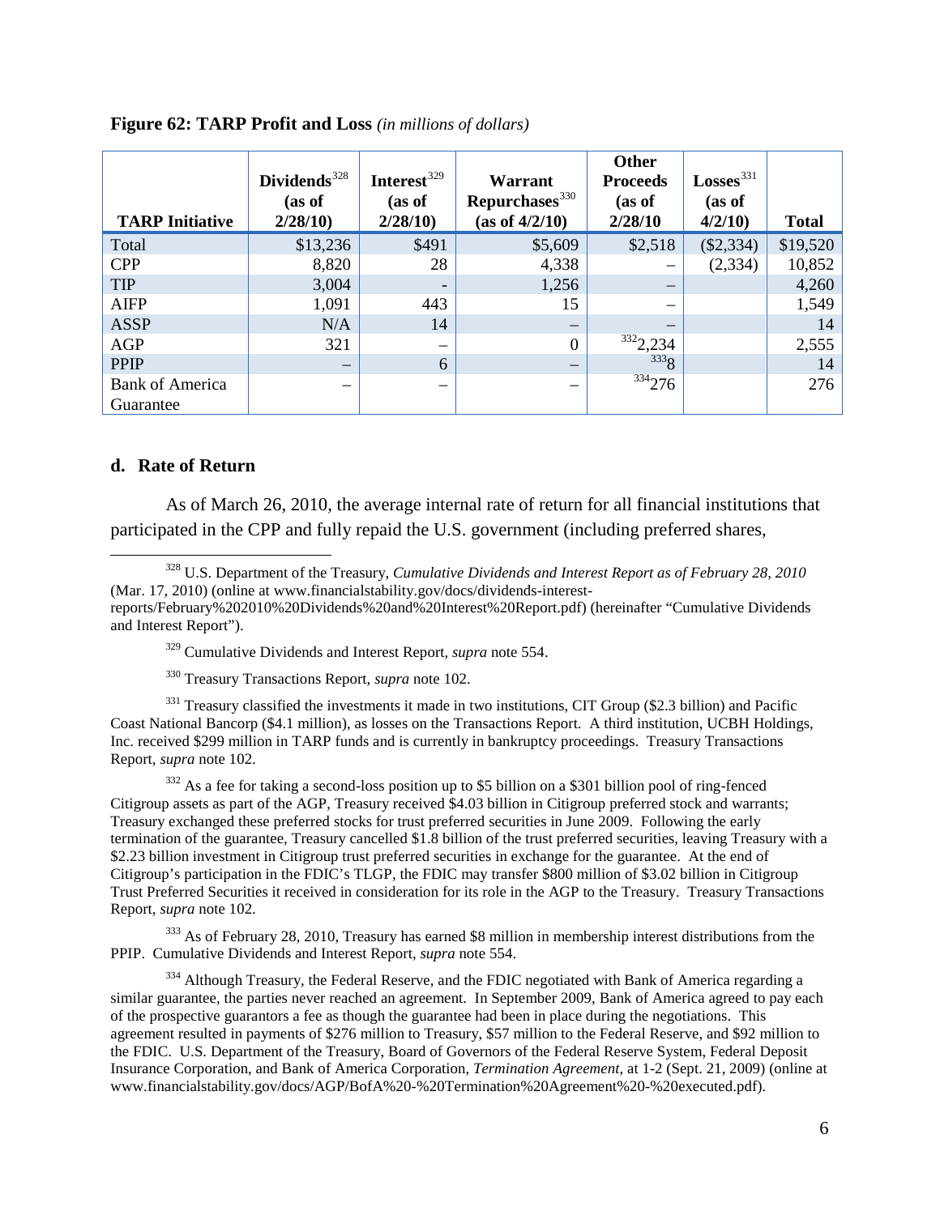**Figure 62: TARP Profit and Loss** *(in millions of dollars)*

| TARP Initiative | Dividends[328] (as of 2/28/10) | Interest[329] (as of 2/28/10) | Warrant Repurchases[330] (as of 4/2/10) | Other Proceeds (as of 2/28/10 | Losses[331] (as of 4/2/10) | Total |
|---|---|---|---|---|---|---|
| Total | $13,236 | $491 | $5,609 | $2,518 | ($2,334) | $19,520 |
| CPP | 8,820 | 28 | 4,338 | – | (2,334) | 10,852 |
| TIP | 3,004 | - | 1,256 | – | | 4,260 |
| AIFP | 1,091 | 443 | 15 | – | | 1,549 |
| ASSP | N/A | 14 | – | – | | 14 |
| AGP | 321 | – | 0 | [332]2,234 | | 2,555 |
| PPIP | – | 6 | – | [333]8 | | 14 |
| Bank of America Guarantee | – | – | – | [334]276 | | 276 |

### d. Rate of Return

As of March 26, 2010, the average internal rate of return for all financial institutions that participated in the CPP and fully repaid the U.S. government (including preferred shares,

---

[328] U.S. Department of the Treasury, *Cumulative Dividends and Interest Report as of February 28, 2010* (Mar. 17, 2010) (online at www.financialstability.gov/docs/dividends-interest-reports/February%202010%20Dividends%20and%20Interest%20Report.pdf) (hereinafter "Cumulative Dividends and Interest Report").

[329] Cumulative Dividends and Interest Report, *supra* note 554.

[330] Treasury Transactions Report, *supra* note 102.

[331] Treasury classified the investments it made in two institutions, CIT Group ($2.3 billion) and Pacific Coast National Bancorp ($4.1 million), as losses on the Transactions Report. A third institution, UCBH Holdings, Inc. received $299 million in TARP funds and is currently in bankruptcy proceedings. Treasury Transactions Report, *supra* note 102.

[332] As a fee for taking a second-loss position up to $5 billion on a $301 billion pool of ring-fenced Citigroup assets as part of the AGP, Treasury received $4.03 billion in Citigroup preferred stock and warrants; Treasury exchanged these preferred stocks for trust preferred securities in June 2009. Following the early termination of the guarantee, Treasury cancelled $1.8 billion of the trust preferred securities, leaving Treasury with a $2.23 billion investment in Citigroup trust preferred securities in exchange for the guarantee. At the end of Citigroup's participation in the FDIC's TLGP, the FDIC may transfer $800 million of $3.02 billion in Citigroup Trust Preferred Securities it received in consideration for its role in the AGP to the Treasury. Treasury Transactions Report, *supra* note 102.

[333] As of February 28, 2010, Treasury has earned $8 million in membership interest distributions from the PPIP. Cumulative Dividends and Interest Report, *supra* note 554.

[334] Although Treasury, the Federal Reserve, and the FDIC negotiated with Bank of America regarding a similar guarantee, the parties never reached an agreement. In September 2009, Bank of America agreed to pay each of the prospective guarantors a fee as though the guarantee had been in place during the negotiations. This agreement resulted in payments of $276 million to Treasury, $57 million to the Federal Reserve, and $92 million to the FDIC. U.S. Department of the Treasury, Board of Governors of the Federal Reserve System, Federal Deposit Insurance Corporation, and Bank of America Corporation, *Termination Agreement*, at 1-2 (Sept. 21, 2009) (online at www.financialstability.gov/docs/AGP/BofA%20-%20Termination%20Agreement%20-%20executed.pdf).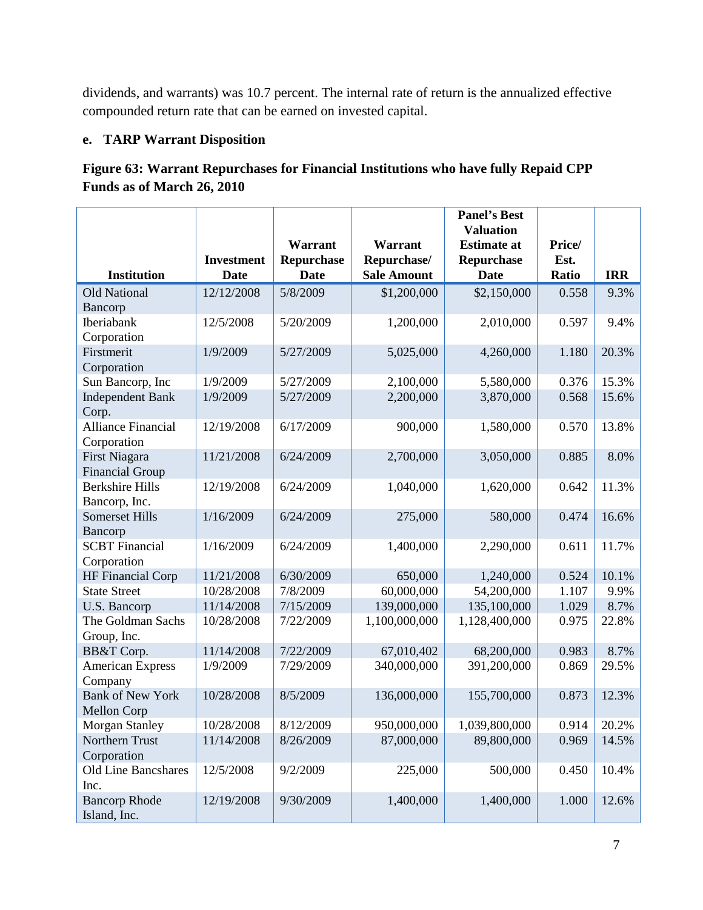dividends, and warrants) was 10.7 percent. The internal rate of return is the annualized effective compounded return rate that can be earned on invested capital.

#### e. TARP Warrant Disposition

**Figure 63: Warrant Repurchases for Financial Institutions who have fully Repaid CPP Funds as of March 26, 2010**

| Institution | Investment Date | Warrant Repurchase Date | Warrant Repurchase/ Sale Amount | Panel's Best Valuation Estimate at Repurchase Date | Price/ Est. Ratio | IRR |
|---|---|---|---|---|---|---|
| Old National Bancorp | 12/12/2008 | 5/8/2009 | $1,200,000 | $2,150,000 | 0.558 | 9.3% |
| Iberiabank Corporation | 12/5/2008 | 5/20/2009 | 1,200,000 | 2,010,000 | 0.597 | 9.4% |
| Firstmerit Corporation | 1/9/2009 | 5/27/2009 | 5,025,000 | 4,260,000 | 1.180 | 20.3% |
| Sun Bancorp, Inc | 1/9/2009 | 5/27/2009 | 2,100,000 | 5,580,000 | 0.376 | 15.3% |
| Independent Bank Corp. | 1/9/2009 | 5/27/2009 | 2,200,000 | 3,870,000 | 0.568 | 15.6% |
| Alliance Financial Corporation | 12/19/2008 | 6/17/2009 | 900,000 | 1,580,000 | 0.570 | 13.8% |
| First Niagara Financial Group | 11/21/2008 | 6/24/2009 | 2,700,000 | 3,050,000 | 0.885 | 8.0% |
| Berkshire Hills Bancorp, Inc. | 12/19/2008 | 6/24/2009 | 1,040,000 | 1,620,000 | 0.642 | 11.3% |
| Somerset Hills Bancorp | 1/16/2009 | 6/24/2009 | 275,000 | 580,000 | 0.474 | 16.6% |
| SCBT Financial Corporation | 1/16/2009 | 6/24/2009 | 1,400,000 | 2,290,000 | 0.611 | 11.7% |
| HF Financial Corp | 11/21/2008 | 6/30/2009 | 650,000 | 1,240,000 | 0.524 | 10.1% |
| State Street | 10/28/2008 | 7/8/2009 | 60,000,000 | 54,200,000 | 1.107 | 9.9% |
| U.S. Bancorp | 11/14/2008 | 7/15/2009 | 139,000,000 | 135,100,000 | 1.029 | 8.7% |
| The Goldman Sachs Group, Inc. | 10/28/2008 | 7/22/2009 | 1,100,000,000 | 1,128,400,000 | 0.975 | 22.8% |
| BB&T Corp. | 11/14/2008 | 7/22/2009 | 67,010,402 | 68,200,000 | 0.983 | 8.7% |
| American Express Company | 1/9/2009 | 7/29/2009 | 340,000,000 | 391,200,000 | 0.869 | 29.5% |
| Bank of New York Mellon Corp | 10/28/2008 | 8/5/2009 | 136,000,000 | 155,700,000 | 0.873 | 12.3% |
| Morgan Stanley | 10/28/2008 | 8/12/2009 | 950,000,000 | 1,039,800,000 | 0.914 | 20.2% |
| Northern Trust Corporation | 11/14/2008 | 8/26/2009 | 87,000,000 | 89,800,000 | 0.969 | 14.5% |
| Old Line Bancshares Inc. | 12/5/2008 | 9/2/2009 | 225,000 | 500,000 | 0.450 | 10.4% |
| Bancorp Rhode Island, Inc. | 12/19/2008 | 9/30/2009 | 1,400,000 | 1,400,000 | 1.000 | 12.6% |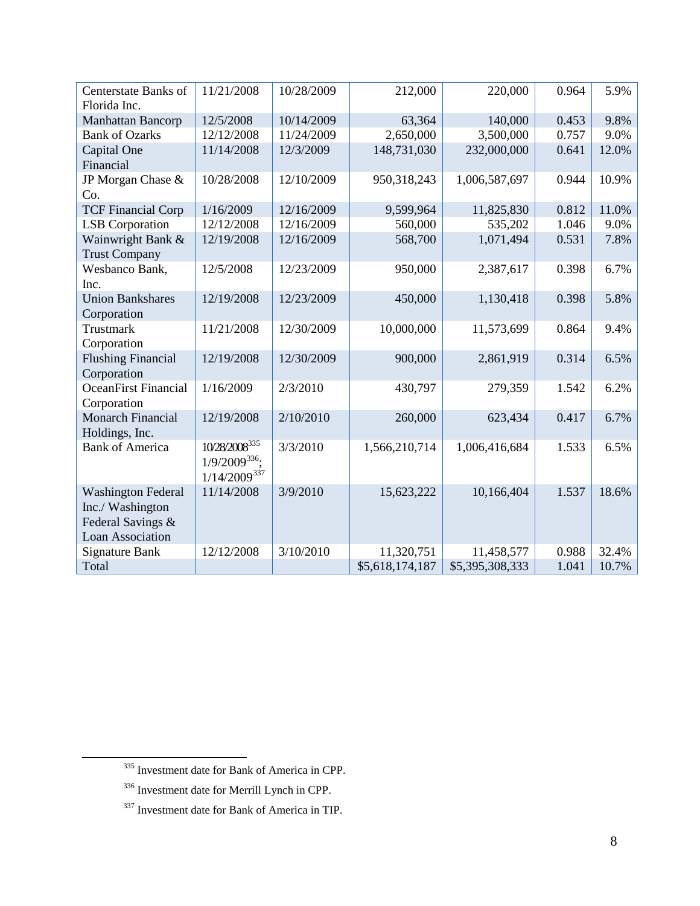| | | | | | | |
|---|---|---|---|---|---|---|
| Centerstate Banks of Florida Inc. | 11/21/2008 | 10/28/2009 | 212,000 | 220,000 | 0.964 | 5.9% |
| Manhattan Bancorp | 12/5/2008 | 10/14/2009 | 63,364 | 140,000 | 0.453 | 9.8% |
| Bank of Ozarks | 12/12/2008 | 11/24/2009 | 2,650,000 | 3,500,000 | 0.757 | 9.0% |
| Capital One Financial | 11/14/2008 | 12/3/2009 | 148,731,030 | 232,000,000 | 0.641 | 12.0% |
| JP Morgan Chase & Co. | 10/28/2008 | 12/10/2009 | 950,318,243 | 1,006,587,697 | 0.944 | 10.9% |
| TCF Financial Corp | 1/16/2009 | 12/16/2009 | 9,599,964 | 11,825,830 | 0.812 | 11.0% |
| LSB Corporation | 12/12/2008 | 12/16/2009 | 560,000 | 535,202 | 1.046 | 9.0% |
| Wainwright Bank & Trust Company | 12/19/2008 | 12/16/2009 | 568,700 | 1,071,494 | 0.531 | 7.8% |
| Wesbanco Bank, Inc. | 12/5/2008 | 12/23/2009 | 950,000 | 2,387,617 | 0.398 | 6.7% |
| Union Bankshares Corporation | 12/19/2008 | 12/23/2009 | 450,000 | 1,130,418 | 0.398 | 5.8% |
| Trustmark Corporation | 11/21/2008 | 12/30/2009 | 10,000,000 | 11,573,699 | 0.864 | 9.4% |
| Flushing Financial Corporation | 12/19/2008 | 12/30/2009 | 900,000 | 2,861,919 | 0.314 | 6.5% |
| OceanFirst Financial Corporation | 1/16/2009 | 2/3/2010 | 430,797 | 279,359 | 1.542 | 6.2% |
| Monarch Financial Holdings, Inc. | 12/19/2008 | 2/10/2010 | 260,000 | 623,434 | 0.417 | 6.7% |
| Bank of America | 10/28/2008[335] 1/9/2009[336]; 1/14/2009[337] | 3/3/2010 | 1,566,210,714 | 1,006,416,684 | 1.533 | 6.5% |
| Washington Federal Inc./ Washington Federal Savings & Loan Association | 11/14/2008 | 3/9/2010 | 15,623,222 | 10,166,404 | 1.537 | 18.6% |
| Signature Bank | 12/12/2008 | 3/10/2010 | 11,320,751 | 11,458,577 | 0.988 | 32.4% |
| Total | | | $5,618,174,187 | $5,395,308,333 | 1.041 | 10.7% |

[335] Investment date for Bank of America in CPP.

[336] Investment date for Merrill Lynch in CPP.

[337] Investment date for Bank of America in TIP.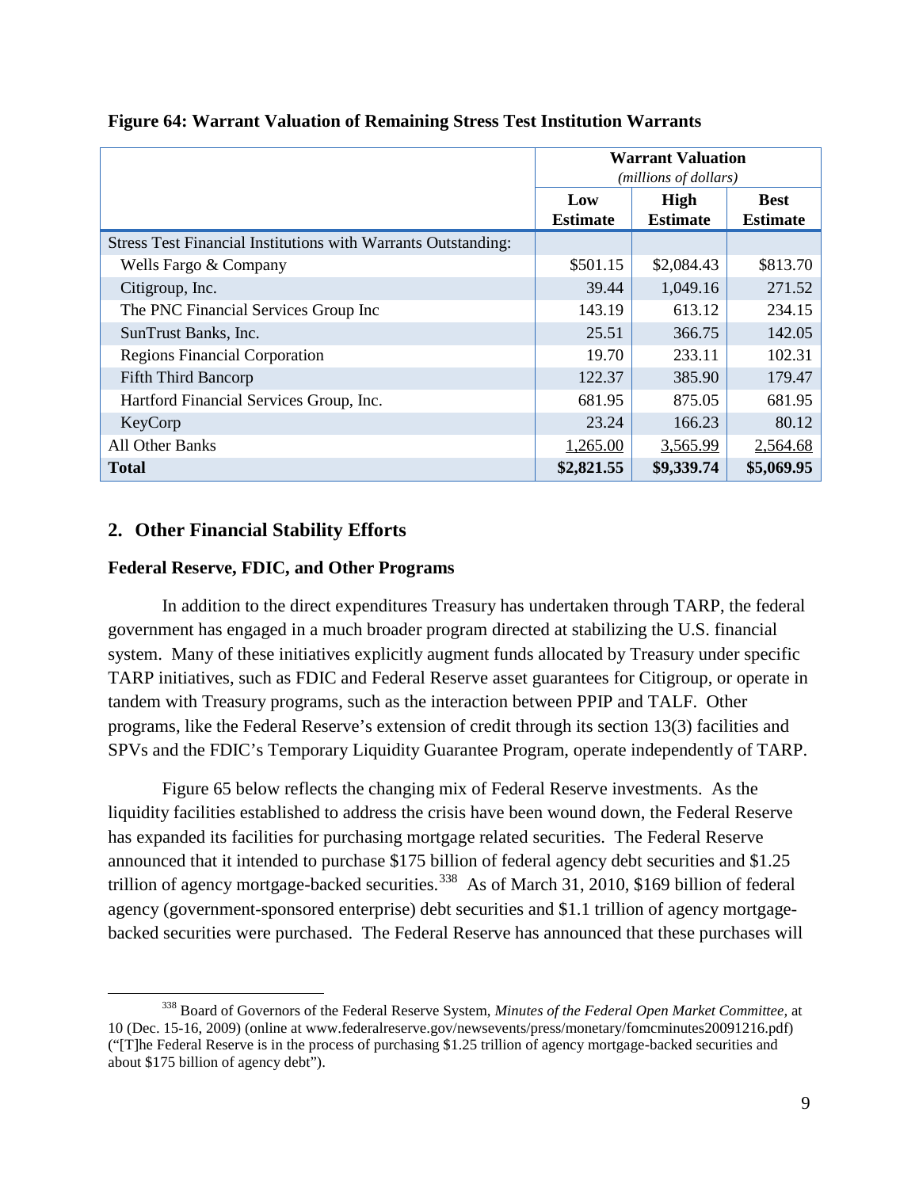**Figure 64: Warrant Valuation of Remaining Stress Test Institution Warrants**

| | Warrant Valuation *(millions of dollars)* | | |
|---|---|---|---|
| | **Low Estimate** | **High Estimate** | **Best Estimate** |
| Stress Test Financial Institutions with Warrants Outstanding: | | | |
| Wells Fargo & Company | $501.15 | $2,084.43 | $813.70 |
| Citigroup, Inc. | 39.44 | 1,049.16 | 271.52 |
| The PNC Financial Services Group Inc | 143.19 | 613.12 | 234.15 |
| SunTrust Banks, Inc. | 25.51 | 366.75 | 142.05 |
| Regions Financial Corporation | 19.70 | 233.11 | 102.31 |
| Fifth Third Bancorp | 122.37 | 385.90 | 179.47 |
| Hartford Financial Services Group, Inc. | 681.95 | 875.05 | 681.95 |
| KeyCorp | 23.24 | 166.23 | 80.12 |
| All Other Banks | 1,265.00 | 3,565.99 | 2,564.68 |
| **Total** | **$2,821.55** | **$9,339.74** | **$5,069.95** |

## 2. Other Financial Stability Efforts

### Federal Reserve, FDIC, and Other Programs

In addition to the direct expenditures Treasury has undertaken through TARP, the federal government has engaged in a much broader program directed at stabilizing the U.S. financial system. Many of these initiatives explicitly augment funds allocated by Treasury under specific TARP initiatives, such as FDIC and Federal Reserve asset guarantees for Citigroup, or operate in tandem with Treasury programs, such as the interaction between PPIP and TALF. Other programs, like the Federal Reserve's extension of credit through its section 13(3) facilities and SPVs and the FDIC's Temporary Liquidity Guarantee Program, operate independently of TARP.

Figure 65 below reflects the changing mix of Federal Reserve investments. As the liquidity facilities established to address the crisis have been wound down, the Federal Reserve has expanded its facilities for purchasing mortgage related securities. The Federal Reserve announced that it intended to purchase $175 billion of federal agency debt securities and $1.25 trillion of agency mortgage-backed securities.[338] As of March 31, 2010, $169 billion of federal agency (government-sponsored enterprise) debt securities and $1.1 trillion of agency mortgage-backed securities were purchased. The Federal Reserve has announced that these purchases will

[338] Board of Governors of the Federal Reserve System, *Minutes of the Federal Open Market Committee*, at 10 (Dec. 15-16, 2009) (online at www.federalreserve.gov/newsevents/press/monetary/fomcminutes20091216.pdf) ("[T]he Federal Reserve is in the process of purchasing $1.25 trillion of agency mortgage-backed securities and about $175 billion of agency debt").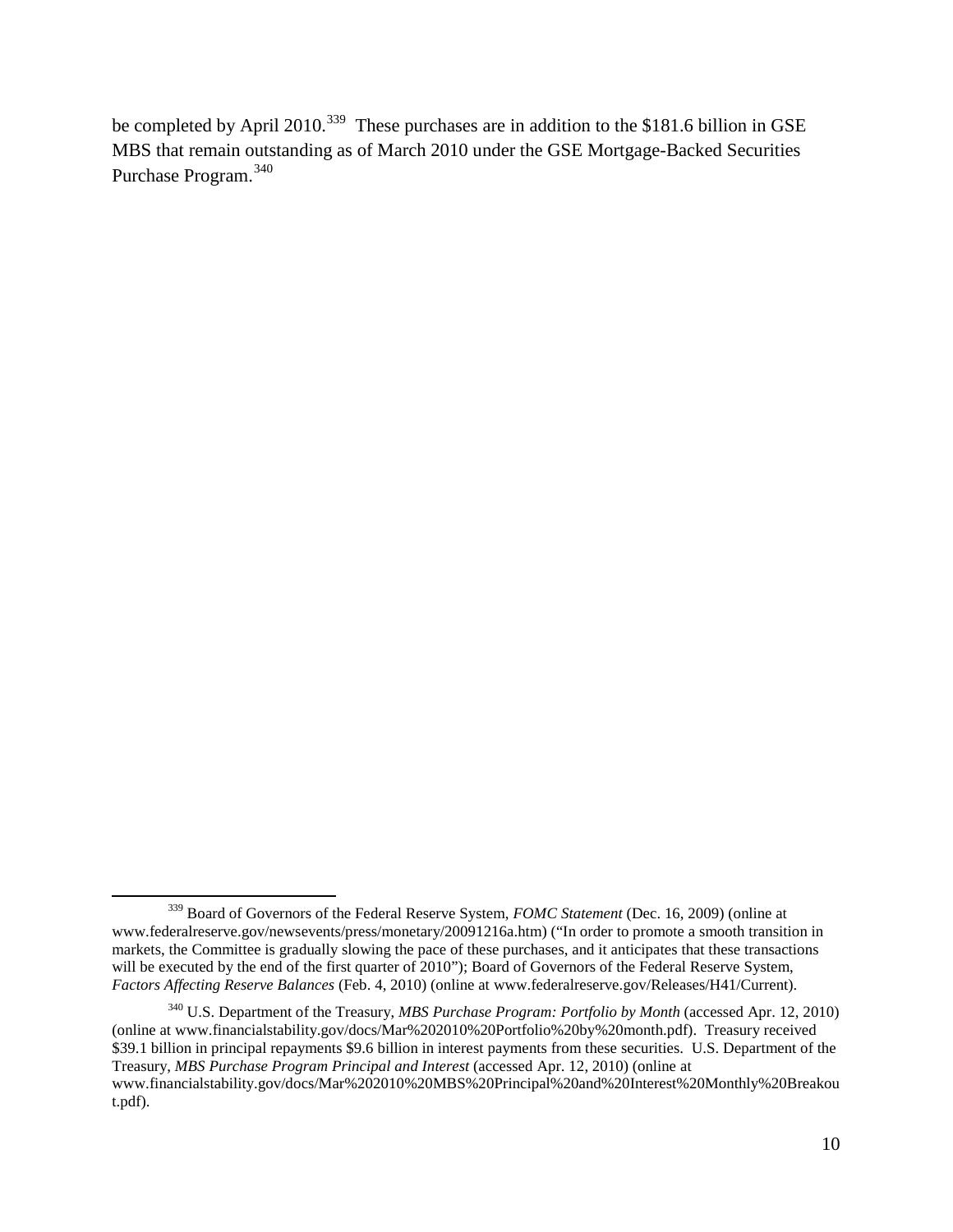be completed by April 2010.[339] These purchases are in addition to the $181.6 billion in GSE MBS that remain outstanding as of March 2010 under the GSE Mortgage-Backed Securities Purchase Program.[340]

---

[339] Board of Governors of the Federal Reserve System, *FOMC Statement* (Dec. 16, 2009) (online at www.federalreserve.gov/newsevents/press/monetary/20091216a.htm) ("In order to promote a smooth transition in markets, the Committee is gradually slowing the pace of these purchases, and it anticipates that these transactions will be executed by the end of the first quarter of 2010"); Board of Governors of the Federal Reserve System, *Factors Affecting Reserve Balances* (Feb. 4, 2010) (online at www.federalreserve.gov/Releases/H41/Current).

[340] U.S. Department of the Treasury, *MBS Purchase Program: Portfolio by Month* (accessed Apr. 12, 2010) (online at www.financialstability.gov/docs/Mar%202010%20Portfolio%20by%20month.pdf). Treasury received $39.1 billion in principal repayments $9.6 billion in interest payments from these securities. U.S. Department of the Treasury, *MBS Purchase Program Principal and Interest* (accessed Apr. 12, 2010) (online at www.financialstability.gov/docs/Mar%202010%20MBS%20Principal%20and%20Interest%20Monthly%20Breakout.pdf).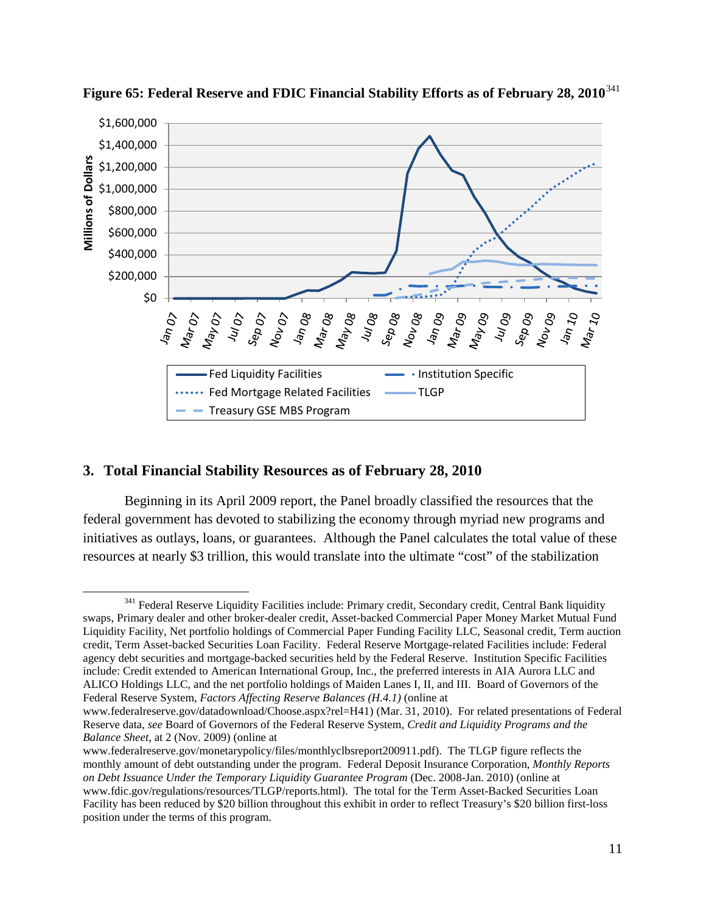**Figure 65: Federal Reserve and FDIC Financial Stability Efforts as of February 28, 2010**[341]

### 3. Total Financial Stability Resources as of February 28, 2010

Beginning in its April 2009 report, the Panel broadly classified the resources that the federal government has devoted to stabilizing the economy through myriad new programs and initiatives as outlays, loans, or guarantees. Although the Panel calculates the total value of these resources at nearly $3 trillion, this would translate into the ultimate "cost" of the stabilization

---

[341] Federal Reserve Liquidity Facilities include: Primary credit, Secondary credit, Central Bank liquidity swaps, Primary dealer and other broker-dealer credit, Asset-backed Commercial Paper Money Market Mutual Fund Liquidity Facility, Net portfolio holdings of Commercial Paper Funding Facility LLC, Seasonal credit, Term auction credit, Term Asset-backed Securities Loan Facility. Federal Reserve Mortgage-related Facilities include: Federal agency debt securities and mortgage-backed securities held by the Federal Reserve. Institution Specific Facilities include: Credit extended to American International Group, Inc., the preferred interests in AIA Aurora LLC and ALICO Holdings LLC, and the net portfolio holdings of Maiden Lanes I, II, and III. Board of Governors of the Federal Reserve System, *Factors Affecting Reserve Balances (H.4.1)* (online at www.federalreserve.gov/datadownload/Choose.aspx?rel=H41) (Mar. 31, 2010). For related presentations of Federal Reserve data, *see* Board of Governors of the Federal Reserve System, *Credit and Liquidity Programs and the Balance Sheet*, at 2 (Nov. 2009) (online at www.federalreserve.gov/monetarypolicy/files/monthlyclbsreport200911.pdf). The TLGP figure reflects the monthly amount of debt outstanding under the program. Federal Deposit Insurance Corporation, *Monthly Reports on Debt Issuance Under the Temporary Liquidity Guarantee Program* (Dec. 2008-Jan. 2010) (online at www.fdic.gov/regulations/resources/TLGP/reports.html). The total for the Term Asset-Backed Securities Loan Facility has been reduced by $20 billion throughout this exhibit in order to reflect Treasury's $20 billion first-loss position under the terms of this program.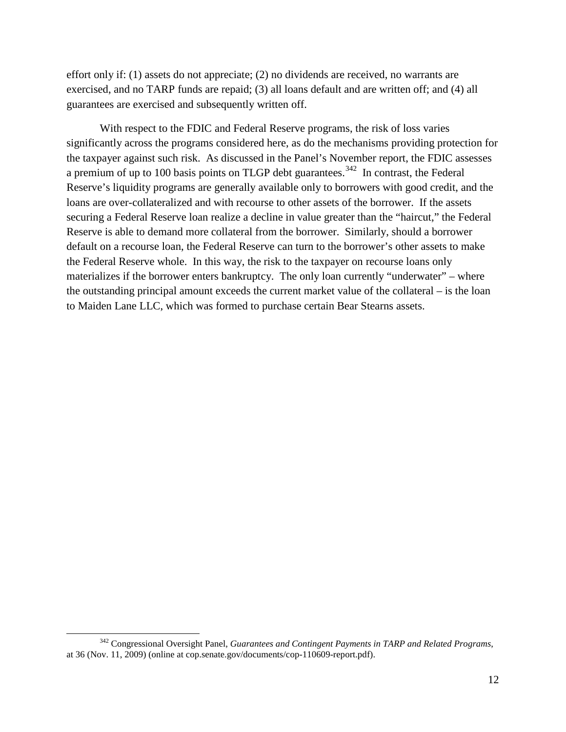effort only if: (1) assets do not appreciate; (2) no dividends are received, no warrants are exercised, and no TARP funds are repaid; (3) all loans default and are written off; and (4) all guarantees are exercised and subsequently written off.

With respect to the FDIC and Federal Reserve programs, the risk of loss varies significantly across the programs considered here, as do the mechanisms providing protection for the taxpayer against such risk. As discussed in the Panel's November report, the FDIC assesses a premium of up to 100 basis points on TLGP debt guarantees.[342] In contrast, the Federal Reserve's liquidity programs are generally available only to borrowers with good credit, and the loans are over-collateralized and with recourse to other assets of the borrower. If the assets securing a Federal Reserve loan realize a decline in value greater than the "haircut," the Federal Reserve is able to demand more collateral from the borrower. Similarly, should a borrower default on a recourse loan, the Federal Reserve can turn to the borrower's other assets to make the Federal Reserve whole. In this way, the risk to the taxpayer on recourse loans only materializes if the borrower enters bankruptcy. The only loan currently "underwater" – where the outstanding principal amount exceeds the current market value of the collateral – is the loan to Maiden Lane LLC, which was formed to purchase certain Bear Stearns assets.

---

[342] Congressional Oversight Panel, *Guarantees and Contingent Payments in TARP and Related Programs*, at 36 (Nov. 11, 2009) (online at cop.senate.gov/documents/cop-110609-report.pdf).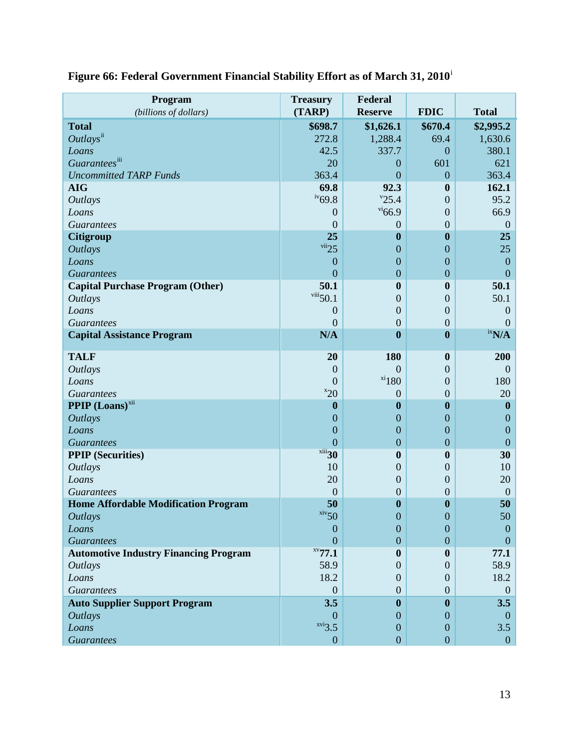**Figure 66: Federal Government Financial Stability Effort as of March 31, 2010**[i]

| Program *(billions of dollars)* | Treasury (TARP) | Federal Reserve | FDIC | Total |
|---|---|---|---|---|
| **Total** | **$698.7** | **$1,626.1** | **$670.4** | **$2,995.2** |
| *Outlays*[ii] | 272.8 | 1,288.4 | 69.4 | 1,630.6 |
| *Loans* | 42.5 | 337.7 | 0 | 380.1 |
| *Guarantees*[iii] | 20 | 0 | 601 | 621 |
| *Uncommitted TARP Funds* | 363.4 | 0 | 0 | 363.4 |
| **AIG** | **69.8** | **92.3** | **0** | **162.1** |
| *Outlays* | [iv]69.8 | [v]25.4 | 0 | 95.2 |
| *Loans* | 0 | [vi]66.9 | 0 | 66.9 |
| *Guarantees* | 0 | 0 | 0 | 0 |
| **Citigroup** | **25** | **0** | **0** | **25** |
| *Outlays* | [vii]25 | 0 | 0 | 25 |
| *Loans* | 0 | 0 | 0 | 0 |
| *Guarantees* | 0 | 0 | 0 | 0 |
| **Capital Purchase Program (Other)** | **50.1** | **0** | **0** | **50.1** |
| *Outlays* | [viii]50.1 | 0 | 0 | 50.1 |
| *Loans* | 0 | 0 | 0 | 0 |
| *Guarantees* | 0 | 0 | 0 | 0 |
| **Capital Assistance Program** | **N/A** | **0** | **0** | [ix]**N/A** |
| **TALF** | **20** | **180** | **0** | **200** |
| *Outlays* | 0 | 0 | 0 | 0 |
| *Loans* | 0 | [xi]180 | 0 | 180 |
| *Guarantees* | [x]20 | 0 | 0 | 20 |
| **PPIP (Loans)**[xii] | **0** | **0** | **0** | **0** |
| *Outlays* | 0 | 0 | 0 | 0 |
| *Loans* | 0 | 0 | 0 | 0 |
| *Guarantees* | 0 | 0 | 0 | 0 |
| **PPIP (Securities)** | [xiii]**30** | **0** | **0** | **30** |
| *Outlays* | 10 | 0 | 0 | 10 |
| *Loans* | 20 | 0 | 0 | 20 |
| *Guarantees* | 0 | 0 | 0 | 0 |
| **Home Affordable Modification Program** | **50** | **0** | **0** | **50** |
| *Outlays* | [xiv]50 | 0 | 0 | 50 |
| *Loans* | 0 | 0 | 0 | 0 |
| *Guarantees* | 0 | 0 | 0 | 0 |
| **Automotive Industry Financing Program** | [xv]**77.1** | **0** | **0** | **77.1** |
| *Outlays* | 58.9 | 0 | 0 | 58.9 |
| *Loans* | 18.2 | 0 | 0 | 18.2 |
| *Guarantees* | 0 | 0 | 0 | 0 |
| **Auto Supplier Support Program** | **3.5** | **0** | **0** | **3.5** |
| *Outlays* | 0 | 0 | 0 | 0 |
| *Loans* | [xvi]3.5 | 0 | 0 | 3.5 |
| *Guarantees* | 0 | 0 | 0 | 0 |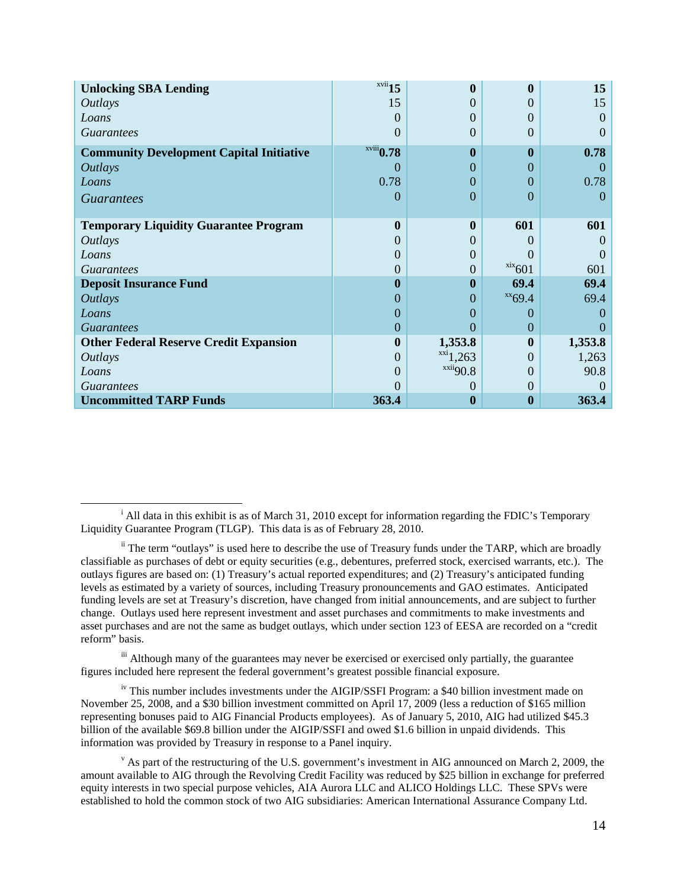| **Unlocking SBA Lending** | [xvii]**15** | **0** | **0** | **15** |
|---|---|---|---|---|
| *Outlays* | 15 | 0 | 0 | 15 |
| *Loans* | 0 | 0 | 0 | 0 |
| *Guarantees* | 0 | 0 | 0 | 0 |
| **Community Development Capital Initiative** | [xviii]**0.78** | **0** | **0** | **0.78** |
| *Outlays* | 0 | 0 | 0 | 0 |
| *Loans* | 0.78 | 0 | 0 | 0.78 |
| *Guarantees* | 0 | 0 | 0 | 0 |
| **Temporary Liquidity Guarantee Program** | **0** | **0** | **601** | **601** |
| *Outlays* | 0 | 0 | 0 | 0 |
| *Loans* | 0 | 0 | 0 | 0 |
| *Guarantees* | 0 | 0 | [xix]601 | 601 |
| **Deposit Insurance Fund** | **0** | **0** | **69.4** | **69.4** |
| *Outlays* | 0 | 0 | [xx]69.4 | 69.4 |
| *Loans* | 0 | 0 | 0 | 0 |
| *Guarantees* | 0 | 0 | 0 | 0 |
| **Other Federal Reserve Credit Expansion** | **0** | **1,353.8** | **0** | **1,353.8** |
| *Outlays* | 0 | [xxi]1,263 | 0 | 1,263 |
| *Loans* | 0 | [xxii]90.8 | 0 | 90.8 |
| *Guarantees* | 0 | 0 | 0 | 0 |
| **Uncommitted TARP Funds** | **363.4** | **0** | **0** | **363.4** |

[i] All data in this exhibit is as of March 31, 2010 except for information regarding the FDIC's Temporary Liquidity Guarantee Program (TLGP). This data is as of February 28, 2010.

[ii] The term "outlays" is used here to describe the use of Treasury funds under the TARP, which are broadly classifiable as purchases of debt or equity securities (e.g., debentures, preferred stock, exercised warrants, etc.). The outlays figures are based on: (1) Treasury's actual reported expenditures; and (2) Treasury's anticipated funding levels as estimated by a variety of sources, including Treasury pronouncements and GAO estimates. Anticipated funding levels are set at Treasury's discretion, have changed from initial announcements, and are subject to further change. Outlays used here represent investment and asset purchases and commitments to make investments and asset purchases and are not the same as budget outlays, which under section 123 of EESA are recorded on a "credit reform" basis.

[iii] Although many of the guarantees may never be exercised or exercised only partially, the guarantee figures included here represent the federal government's greatest possible financial exposure.

[iv] This number includes investments under the AIGIP/SSFI Program: a $40 billion investment made on November 25, 2008, and a $30 billion investment committed on April 17, 2009 (less a reduction of $165 million representing bonuses paid to AIG Financial Products employees). As of January 5, 2010, AIG had utilized $45.3 billion of the available $69.8 billion under the AIGIP/SSFI and owed $1.6 billion in unpaid dividends. This information was provided by Treasury in response to a Panel inquiry.

[v] As part of the restructuring of the U.S. government's investment in AIG announced on March 2, 2009, the amount available to AIG through the Revolving Credit Facility was reduced by $25 billion in exchange for preferred equity interests in two special purpose vehicles, AIA Aurora LLC and ALICO Holdings LLC. These SPVs were established to hold the common stock of two AIG subsidiaries: American International Assurance Company Ltd.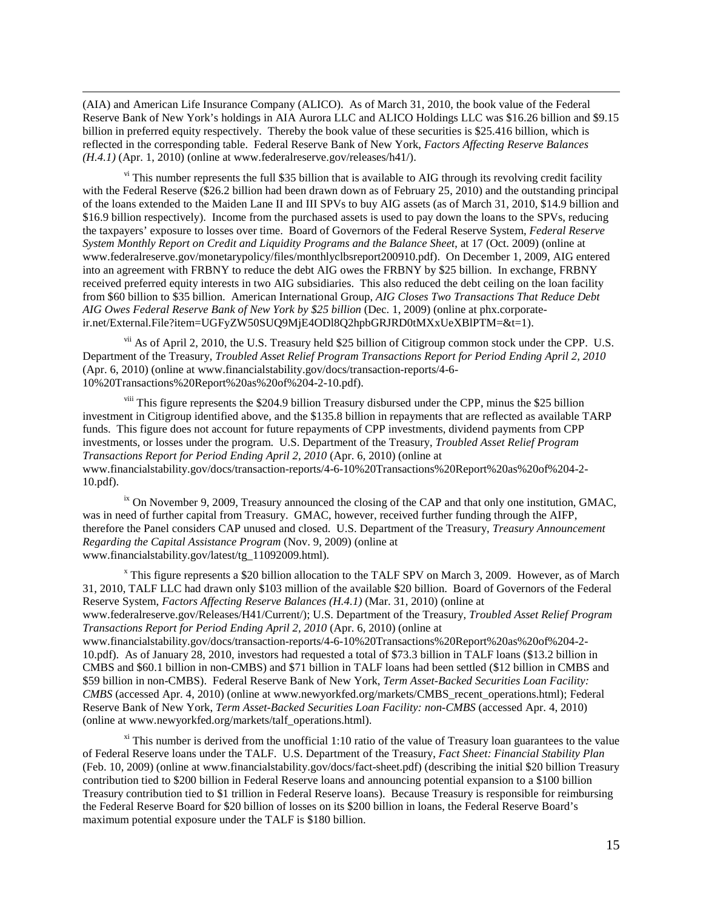(AIA) and American Life Insurance Company (ALICO). As of March 31, 2010, the book value of the Federal Reserve Bank of New York's holdings in AIA Aurora LLC and ALICO Holdings LLC was $16.26 billion and $9.15 billion in preferred equity respectively. Thereby the book value of these securities is $25.416 billion, which is reflected in the corresponding table. Federal Reserve Bank of New York, *Factors Affecting Reserve Balances (H.4.1)* (Apr. 1, 2010) (online at www.federalreserve.gov/releases/h41/).

[vi] This number represents the full $35 billion that is available to AIG through its revolving credit facility with the Federal Reserve ($26.2 billion had been drawn down as of February 25, 2010) and the outstanding principal of the loans extended to the Maiden Lane II and III SPVs to buy AIG assets (as of March 31, 2010, $14.9 billion and $16.9 billion respectively). Income from the purchased assets is used to pay down the loans to the SPVs, reducing the taxpayers' exposure to losses over time. Board of Governors of the Federal Reserve System, *Federal Reserve System Monthly Report on Credit and Liquidity Programs and the Balance Sheet*, at 17 (Oct. 2009) (online at www.federalreserve.gov/monetarypolicy/files/monthlyclbsreport200910.pdf). On December 1, 2009, AIG entered into an agreement with FRBNY to reduce the debt AIG owes the FRBNY by $25 billion. In exchange, FRBNY received preferred equity interests in two AIG subsidiaries. This also reduced the debt ceiling on the loan facility from $60 billion to $35 billion. American International Group, *AIG Closes Two Transactions That Reduce Debt AIG Owes Federal Reserve Bank of New York by $25 billion* (Dec. 1, 2009) (online at phx.corporate-ir.net/External.File?item=UGFyZW50SUQ9MjE4ODl8Q2hpbGRJRD0tMXxUeXBlPTM=&t=1).

[vii] As of April 2, 2010, the U.S. Treasury held $25 billion of Citigroup common stock under the CPP. U.S. Department of the Treasury, *Troubled Asset Relief Program Transactions Report for Period Ending April 2, 2010* (Apr. 6, 2010) (online at www.financialstability.gov/docs/transaction-reports/4-6-10%20Transactions%20Report%20as%20of%204-2-10.pdf).

[viii] This figure represents the $204.9 billion Treasury disbursed under the CPP, minus the $25 billion investment in Citigroup identified above, and the $135.8 billion in repayments that are reflected as available TARP funds. This figure does not account for future repayments of CPP investments, dividend payments from CPP investments, or losses under the program. U.S. Department of the Treasury, *Troubled Asset Relief Program Transactions Report for Period Ending April 2, 2010* (Apr. 6, 2010) (online at www.financialstability.gov/docs/transaction-reports/4-6-10%20Transactions%20Report%20as%20of%204-2-10.pdf).

[ix] On November 9, 2009, Treasury announced the closing of the CAP and that only one institution, GMAC, was in need of further capital from Treasury. GMAC, however, received further funding through the AIFP, therefore the Panel considers CAP unused and closed. U.S. Department of the Treasury, *Treasury Announcement Regarding the Capital Assistance Program* (Nov. 9, 2009) (online at www.financialstability.gov/latest/tg_11092009.html).

[x] This figure represents a $20 billion allocation to the TALF SPV on March 3, 2009. However, as of March 31, 2010, TALF LLC had drawn only $103 million of the available $20 billion. Board of Governors of the Federal Reserve System, *Factors Affecting Reserve Balances (H.4.1)* (Mar. 31, 2010) (online at www.federalreserve.gov/Releases/H41/Current/); U.S. Department of the Treasury, *Troubled Asset Relief Program Transactions Report for Period Ending April 2, 2010* (Apr. 6, 2010) (online at www.financialstability.gov/docs/transaction-reports/4-6-10%20Transactions%20Report%20as%20of%204-2-10.pdf). As of January 28, 2010, investors had requested a total of $73.3 billion in TALF loans ($13.2 billion in CMBS and $60.1 billion in non-CMBS) and $71 billion in TALF loans had been settled ($12 billion in CMBS and $59 billion in non-CMBS). Federal Reserve Bank of New York, *Term Asset-Backed Securities Loan Facility: CMBS* (accessed Apr. 4, 2010) (online at www.newyorkfed.org/markets/CMBS_recent_operations.html); Federal Reserve Bank of New York, *Term Asset-Backed Securities Loan Facility: non-CMBS* (accessed Apr. 4, 2010) (online at www.newyorkfed.org/markets/talf_operations.html).

[xi] This number is derived from the unofficial 1:10 ratio of the value of Treasury loan guarantees to the value of Federal Reserve loans under the TALF. U.S. Department of the Treasury, *Fact Sheet: Financial Stability Plan* (Feb. 10, 2009) (online at www.financialstability.gov/docs/fact-sheet.pdf) (describing the initial $20 billion Treasury contribution tied to $200 billion in Federal Reserve loans and announcing potential expansion to a $100 billion Treasury contribution tied to $1 trillion in Federal Reserve loans). Because Treasury is responsible for reimbursing the Federal Reserve Board for $20 billion of losses on its $200 billion in loans, the Federal Reserve Board's maximum potential exposure under the TALF is $180 billion.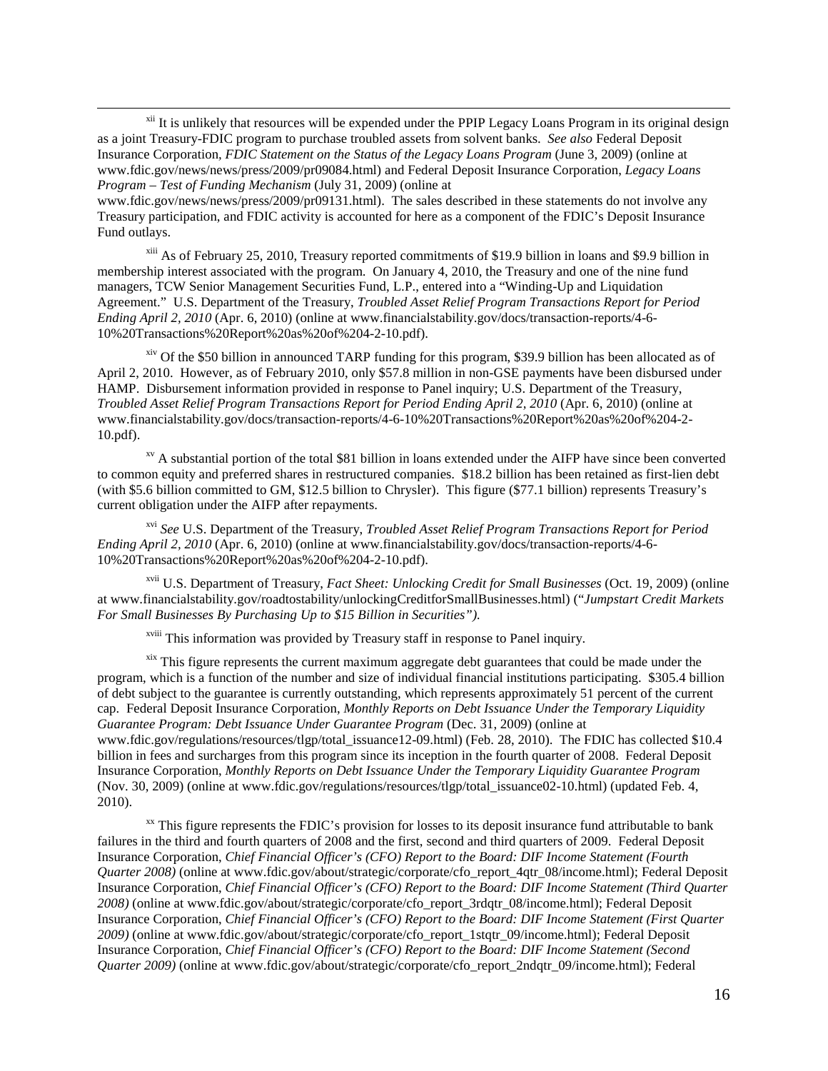[xii] It is unlikely that resources will be expended under the PPIP Legacy Loans Program in its original design as a joint Treasury-FDIC program to purchase troubled assets from solvent banks. *See also* Federal Deposit Insurance Corporation, *FDIC Statement on the Status of the Legacy Loans Program* (June 3, 2009) (online at www.fdic.gov/news/news/press/2009/pr09084.html) and Federal Deposit Insurance Corporation, *Legacy Loans Program – Test of Funding Mechanism* (July 31, 2009) (online at www.fdic.gov/news/news/press/2009/pr09131.html). The sales described in these statements do not involve any Treasury participation, and FDIC activity is accounted for here as a component of the FDIC's Deposit Insurance Fund outlays.

[xiii] As of February 25, 2010, Treasury reported commitments of $19.9 billion in loans and $9.9 billion in membership interest associated with the program. On January 4, 2010, the Treasury and one of the nine fund managers, TCW Senior Management Securities Fund, L.P., entered into a "Winding-Up and Liquidation Agreement." U.S. Department of the Treasury, *Troubled Asset Relief Program Transactions Report for Period Ending April 2, 2010* (Apr. 6, 2010) (online at www.financialstability.gov/docs/transaction-reports/4-6-10%20Transactions%20Report%20as%20of%204-2-10.pdf).

[xiv] Of the $50 billion in announced TARP funding for this program, $39.9 billion has been allocated as of April 2, 2010. However, as of February 2010, only $57.8 million in non-GSE payments have been disbursed under HAMP. Disbursement information provided in response to Panel inquiry; U.S. Department of the Treasury, *Troubled Asset Relief Program Transactions Report for Period Ending April 2, 2010* (Apr. 6, 2010) (online at www.financialstability.gov/docs/transaction-reports/4-6-10%20Transactions%20Report%20as%20of%204-2-10.pdf).

[xv] A substantial portion of the total $81 billion in loans extended under the AIFP have since been converted to common equity and preferred shares in restructured companies. $18.2 billion has been retained as first-lien debt (with $5.6 billion committed to GM, $12.5 billion to Chrysler). This figure ($77.1 billion) represents Treasury's current obligation under the AIFP after repayments.

[xvi] *See* U.S. Department of the Treasury, *Troubled Asset Relief Program Transactions Report for Period Ending April 2, 2010* (Apr. 6, 2010) (online at www.financialstability.gov/docs/transaction-reports/4-6-10%20Transactions%20Report%20as%20of%204-2-10.pdf).

[xvii] U.S. Department of Treasury, *Fact Sheet: Unlocking Credit for Small Businesses* (Oct. 19, 2009) (online at www.financialstability.gov/roadtostability/unlockingCreditforSmallBusinesses.html) ("*Jumpstart Credit Markets For Small Businesses By Purchasing Up to $15 Billion in Securities").*

[xviii] This information was provided by Treasury staff in response to Panel inquiry.

[xix] This figure represents the current maximum aggregate debt guarantees that could be made under the program, which is a function of the number and size of individual financial institutions participating. $305.4 billion of debt subject to the guarantee is currently outstanding, which represents approximately 51 percent of the current cap. Federal Deposit Insurance Corporation, *Monthly Reports on Debt Issuance Under the Temporary Liquidity Guarantee Program: Debt Issuance Under Guarantee Program* (Dec. 31, 2009) (online at www.fdic.gov/regulations/resources/tlgp/total_issuance12-09.html) (Feb. 28, 2010). The FDIC has collected $10.4 billion in fees and surcharges from this program since its inception in the fourth quarter of 2008. Federal Deposit Insurance Corporation, *Monthly Reports on Debt Issuance Under the Temporary Liquidity Guarantee Program* (Nov. 30, 2009) (online at www.fdic.gov/regulations/resources/tlgp/total_issuance02-10.html) (updated Feb. 4, 2010).

[xx] This figure represents the FDIC's provision for losses to its deposit insurance fund attributable to bank failures in the third and fourth quarters of 2008 and the first, second and third quarters of 2009. Federal Deposit Insurance Corporation, *Chief Financial Officer's (CFO) Report to the Board: DIF Income Statement (Fourth Quarter 2008)* (online at www.fdic.gov/about/strategic/corporate/cfo_report_4qtr_08/income.html); Federal Deposit Insurance Corporation, *Chief Financial Officer's (CFO) Report to the Board: DIF Income Statement (Third Quarter 2008)* (online at www.fdic.gov/about/strategic/corporate/cfo_report_3rdqtr_08/income.html); Federal Deposit Insurance Corporation, *Chief Financial Officer's (CFO) Report to the Board: DIF Income Statement (First Quarter 2009)* (online at www.fdic.gov/about/strategic/corporate/cfo_report_1stqtr_09/income.html); Federal Deposit Insurance Corporation, *Chief Financial Officer's (CFO) Report to the Board: DIF Income Statement (Second Quarter 2009)* (online at www.fdic.gov/about/strategic/corporate/cfo_report_2ndqtr_09/income.html); Federal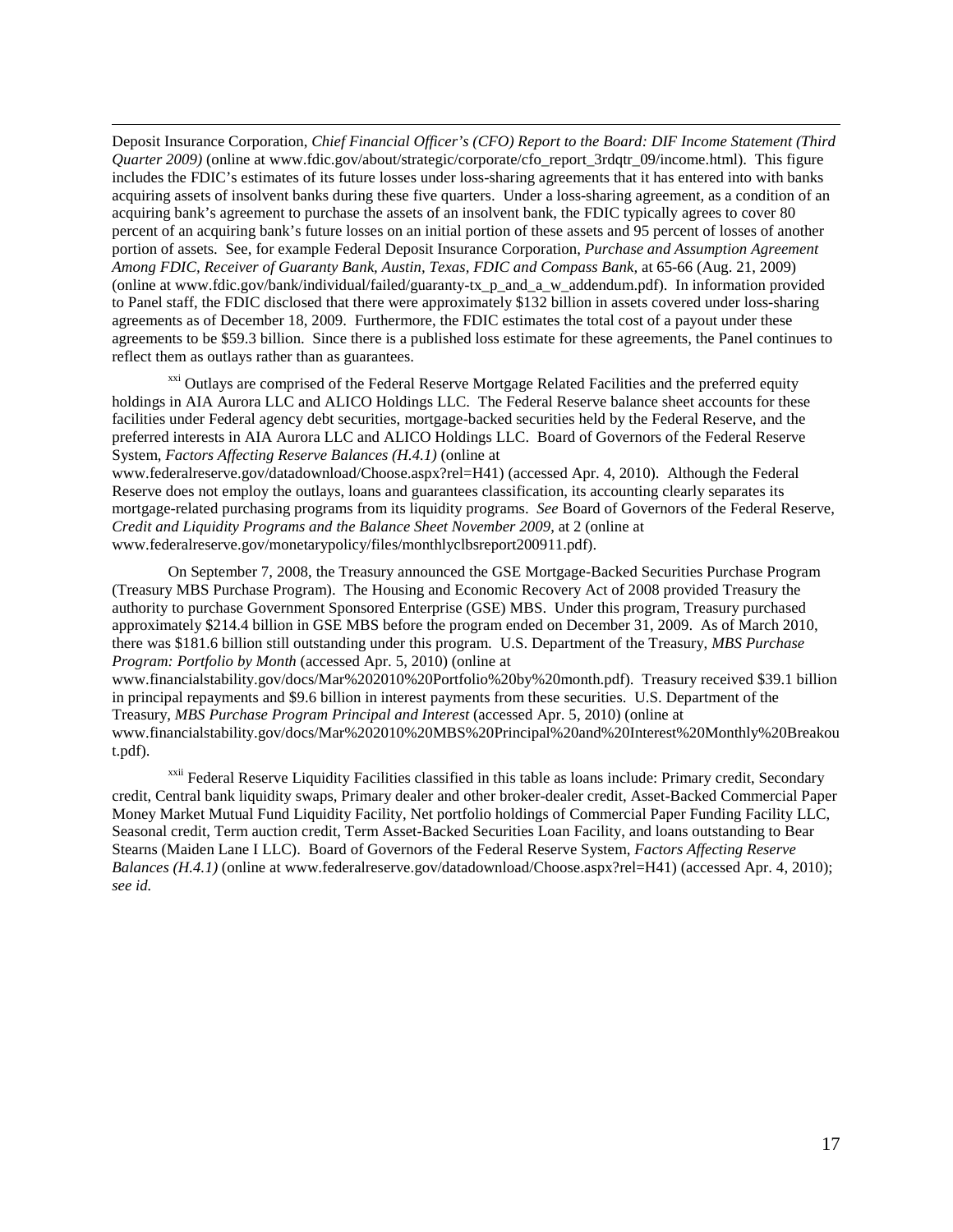Deposit Insurance Corporation, *Chief Financial Officer's (CFO) Report to the Board: DIF Income Statement (Third Quarter 2009)* (online at www.fdic.gov/about/strategic/corporate/cfo_report_3rdqtr_09/income.html). This figure includes the FDIC's estimates of its future losses under loss-sharing agreements that it has entered into with banks acquiring assets of insolvent banks during these five quarters. Under a loss-sharing agreement, as a condition of an acquiring bank's agreement to purchase the assets of an insolvent bank, the FDIC typically agrees to cover 80 percent of an acquiring bank's future losses on an initial portion of these assets and 95 percent of losses of another portion of assets. See, for example Federal Deposit Insurance Corporation, *Purchase and Assumption Agreement Among FDIC, Receiver of Guaranty Bank, Austin, Texas, FDIC and Compass Bank,* at 65-66 (Aug. 21, 2009) (online at www.fdic.gov/bank/individual/failed/guaranty-tx_p_and_a_w_addendum.pdf). In information provided to Panel staff, the FDIC disclosed that there were approximately $132 billion in assets covered under loss-sharing agreements as of December 18, 2009. Furthermore, the FDIC estimates the total cost of a payout under these agreements to be $59.3 billion. Since there is a published loss estimate for these agreements, the Panel continues to reflect them as outlays rather than as guarantees.

[xxi] Outlays are comprised of the Federal Reserve Mortgage Related Facilities and the preferred equity holdings in AIA Aurora LLC and ALICO Holdings LLC. The Federal Reserve balance sheet accounts for these facilities under Federal agency debt securities, mortgage-backed securities held by the Federal Reserve, and the preferred interests in AIA Aurora LLC and ALICO Holdings LLC. Board of Governors of the Federal Reserve System, *Factors Affecting Reserve Balances (H.4.1)* (online at www.federalreserve.gov/datadownload/Choose.aspx?rel=H41) (accessed Apr. 4, 2010). Although the Federal Reserve does not employ the outlays, loans and guarantees classification, its accounting clearly separates its mortgage-related purchasing programs from its liquidity programs. *See* Board of Governors of the Federal Reserve, *Credit and Liquidity Programs and the Balance Sheet November 2009,* at 2 (online at www.federalreserve.gov/monetarypolicy/files/monthlyclbsreport200911.pdf).

On September 7, 2008, the Treasury announced the GSE Mortgage-Backed Securities Purchase Program (Treasury MBS Purchase Program). The Housing and Economic Recovery Act of 2008 provided Treasury the authority to purchase Government Sponsored Enterprise (GSE) MBS. Under this program, Treasury purchased approximately $214.4 billion in GSE MBS before the program ended on December 31, 2009. As of March 2010, there was $181.6 billion still outstanding under this program. U.S. Department of the Treasury, *MBS Purchase Program: Portfolio by Month* (accessed Apr. 5, 2010) (online at www.financialstability.gov/docs/Mar%202010%20Portfolio%20by%20month.pdf). Treasury received $39.1 billion in principal repayments and $9.6 billion in interest payments from these securities. U.S. Department of the Treasury, *MBS Purchase Program Principal and Interest* (accessed Apr. 5, 2010) (online at www.financialstability.gov/docs/Mar%202010%20MBS%20Principal%20and%20Interest%20Monthly%20Breakout.pdf).

[xxii] Federal Reserve Liquidity Facilities classified in this table as loans include: Primary credit, Secondary credit, Central bank liquidity swaps, Primary dealer and other broker-dealer credit, Asset-Backed Commercial Paper Money Market Mutual Fund Liquidity Facility, Net portfolio holdings of Commercial Paper Funding Facility LLC, Seasonal credit, Term auction credit, Term Asset-Backed Securities Loan Facility, and loans outstanding to Bear Stearns (Maiden Lane I LLC). Board of Governors of the Federal Reserve System, *Factors Affecting Reserve Balances (H.4.1)* (online at www.federalreserve.gov/datadownload/Choose.aspx?rel=H41) (accessed Apr. 4, 2010); *see id.*